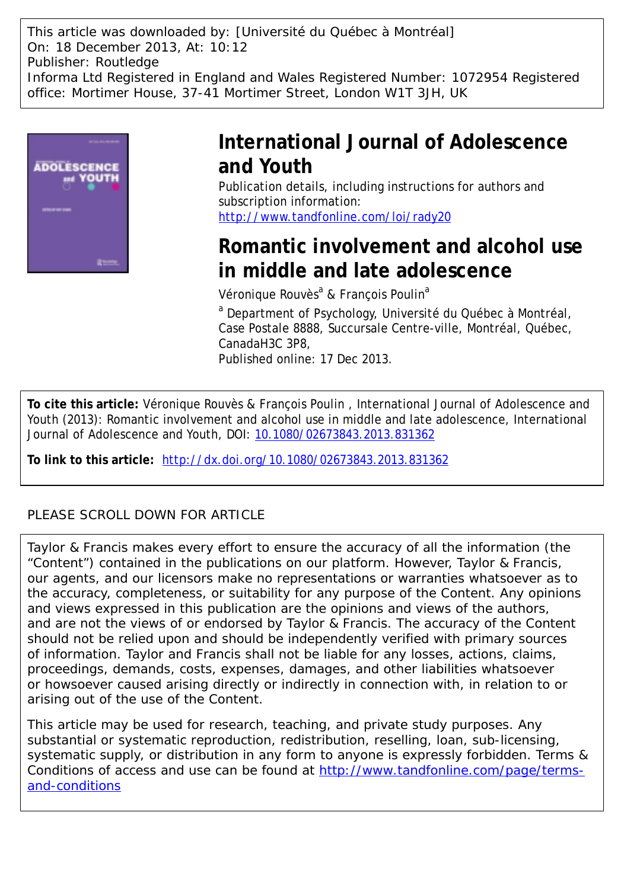This article was downloaded by: [Université du Québec à Montréal]
On: 18 December 2013, At: 10:12
Publisher: Routledge
Informa Ltd Registered in England and Wales Registered Number: 1072954 Registered office: Mortimer House, 37-41 Mortimer Street, London W1T 3JH, UK

# International Journal of Adolescence and Youth

Publication details, including instructions for authors and subscription information:
http://www.tandfonline.com/loi/rady20

# Romantic involvement and alcohol use in middle and late adolescence

Véronique Rouvès[a] & François Poulin[a]

[a] Department of Psychology, Université du Québec à Montréal, Case Postale 8888, Succursale Centre-ville, Montréal, Québec, CanadaH3C 3P8,

Published online: 17 Dec 2013.

**To cite this article:** Véronique Rouvès & François Poulin , International Journal of Adolescence and Youth (2013): Romantic involvement and alcohol use in middle and late adolescence, International Journal of Adolescence and Youth, DOI: 10.1080/02673843.2013.831362

**To link to this article:** http://dx.doi.org/10.1080/02673843.2013.831362

PLEASE SCROLL DOWN FOR ARTICLE

Taylor & Francis makes every effort to ensure the accuracy of all the information (the "Content") contained in the publications on our platform. However, Taylor & Francis, our agents, and our licensors make no representations or warranties whatsoever as to the accuracy, completeness, or suitability for any purpose of the Content. Any opinions and views expressed in this publication are the opinions and views of the authors, and are not the views of or endorsed by Taylor & Francis. The accuracy of the Content should not be relied upon and should be independently verified with primary sources of information. Taylor and Francis shall not be liable for any losses, actions, claims, proceedings, demands, costs, expenses, damages, and other liabilities whatsoever or howsoever caused arising directly or indirectly in connection with, in relation to or arising out of the use of the Content.

This article may be used for research, teaching, and private study purposes. Any substantial or systematic reproduction, redistribution, reselling, loan, sub-licensing, systematic supply, or distribution in any form to anyone is expressly forbidden. Terms & Conditions of access and use can be found at http://www.tandfonline.com/page/terms-and-conditions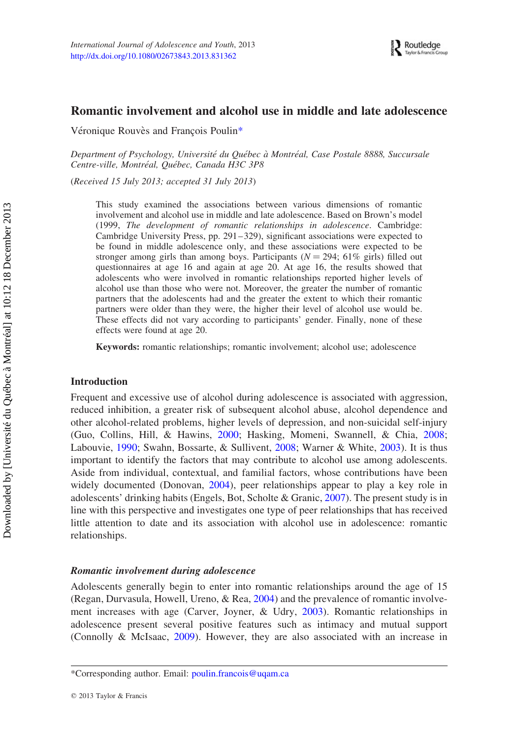# Romantic involvement and alcohol use in middle and late adolescence

Véronique Rouvès and François Poulin*

*Department of Psychology, Université du Québec à Montréal, Case Postale 8888, Succursale Centre-ville, Montréal, Québec, Canada H3C 3P8*

(*Received 15 July 2013; accepted 31 July 2013*)

This study examined the associations between various dimensions of romantic involvement and alcohol use in middle and late adolescence. Based on Brown's model (1999, *The development of romantic relationships in adolescence*. Cambridge: Cambridge University Press, pp. 291–329), significant associations were expected to be found in middle adolescence only, and these associations were expected to be stronger among girls than among boys. Participants ($N = 294$; 61% girls) filled out questionnaires at age 16 and again at age 20. At age 16, the results showed that adolescents who were involved in romantic relationships reported higher levels of alcohol use than those who were not. Moreover, the greater the number of romantic partners that the adolescents had and the greater the extent to which their romantic partners were older than they were, the higher their level of alcohol use would be. These effects did not vary according to participants' gender. Finally, none of these effects were found at age 20.

**Keywords:** romantic relationships; romantic involvement; alcohol use; adolescence

## Introduction

Frequent and excessive use of alcohol during adolescence is associated with aggression, reduced inhibition, a greater risk of subsequent alcohol abuse, alcohol dependence and other alcohol-related problems, higher levels of depression, and non-suicidal self-injury (Guo, Collins, Hill, & Hawins, 2000; Hasking, Momeni, Swannell, & Chia, 2008; Labouvie, 1990; Swahn, Bossarte, & Sullivent, 2008; Warner & White, 2003). It is thus important to identify the factors that may contribute to alcohol use among adolescents. Aside from individual, contextual, and familial factors, whose contributions have been widely documented (Donovan, 2004), peer relationships appear to play a key role in adolescents' drinking habits (Engels, Bot, Scholte & Granic, 2007). The present study is in line with this perspective and investigates one type of peer relationships that has received little attention to date and its association with alcohol use in adolescence: romantic relationships.

### *Romantic involvement during adolescence*

Adolescents generally begin to enter into romantic relationships around the age of 15 (Regan, Durvasula, Howell, Ureno, & Rea, 2004) and the prevalence of romantic involvement increases with age (Carver, Joyner, & Udry, 2003). Romantic relationships in adolescence present several positive features such as intimacy and mutual support (Connolly & McIsaac, 2009). However, they are also associated with an increase in

*Corresponding author. Email: poulin.francois@uqam.ca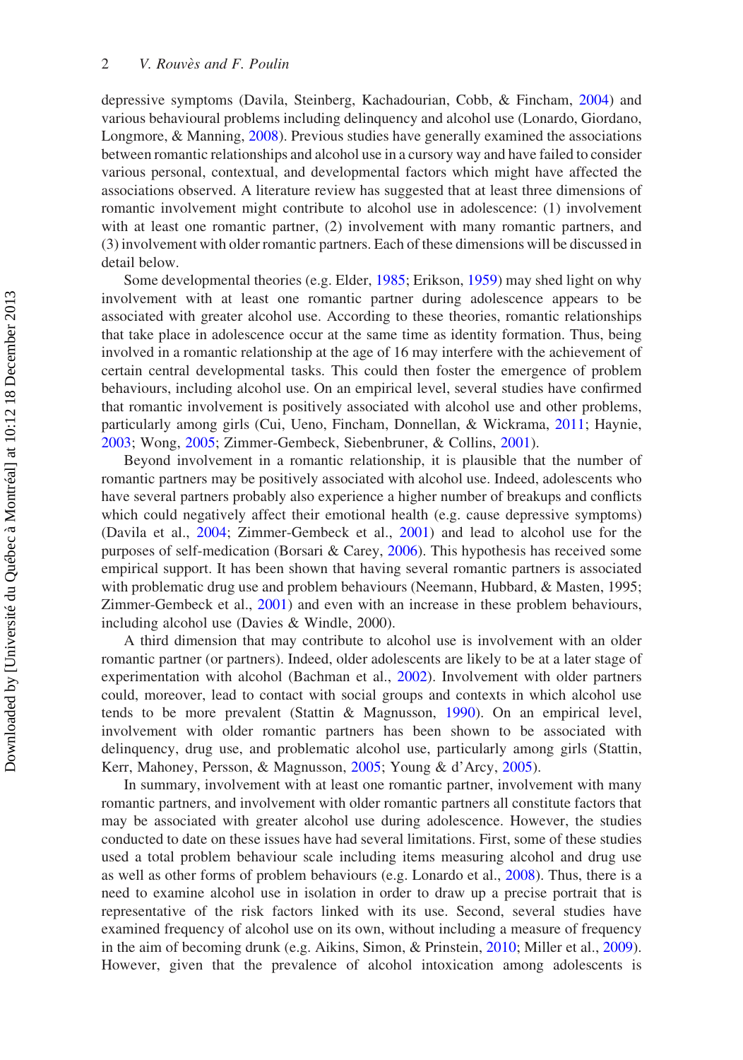depressive symptoms (Davila, Steinberg, Kachadourian, Cobb, & Fincham, 2004) and various behavioural problems including delinquency and alcohol use (Lonardo, Giordano, Longmore, & Manning, 2008). Previous studies have generally examined the associations between romantic relationships and alcohol use in a cursory way and have failed to consider various personal, contextual, and developmental factors which might have affected the associations observed. A literature review has suggested that at least three dimensions of romantic involvement might contribute to alcohol use in adolescence: (1) involvement with at least one romantic partner, (2) involvement with many romantic partners, and (3) involvement with older romantic partners. Each of these dimensions will be discussed in detail below.

Some developmental theories (e.g. Elder, 1985; Erikson, 1959) may shed light on why involvement with at least one romantic partner during adolescence appears to be associated with greater alcohol use. According to these theories, romantic relationships that take place in adolescence occur at the same time as identity formation. Thus, being involved in a romantic relationship at the age of 16 may interfere with the achievement of certain central developmental tasks. This could then foster the emergence of problem behaviours, including alcohol use. On an empirical level, several studies have confirmed that romantic involvement is positively associated with alcohol use and other problems, particularly among girls (Cui, Ueno, Fincham, Donnellan, & Wickrama, 2011; Haynie, 2003; Wong, 2005; Zimmer-Gembeck, Siebenbruner, & Collins, 2001).

Beyond involvement in a romantic relationship, it is plausible that the number of romantic partners may be positively associated with alcohol use. Indeed, adolescents who have several partners probably also experience a higher number of breakups and conflicts which could negatively affect their emotional health (e.g. cause depressive symptoms) (Davila et al., 2004; Zimmer-Gembeck et al., 2001) and lead to alcohol use for the purposes of self-medication (Borsari & Carey, 2006). This hypothesis has received some empirical support. It has been shown that having several romantic partners is associated with problematic drug use and problem behaviours (Neemann, Hubbard, & Masten, 1995; Zimmer-Gembeck et al., 2001) and even with an increase in these problem behaviours, including alcohol use (Davies & Windle, 2000).

A third dimension that may contribute to alcohol use is involvement with an older romantic partner (or partners). Indeed, older adolescents are likely to be at a later stage of experimentation with alcohol (Bachman et al., 2002). Involvement with older partners could, moreover, lead to contact with social groups and contexts in which alcohol use tends to be more prevalent (Stattin & Magnusson, 1990). On an empirical level, involvement with older romantic partners has been shown to be associated with delinquency, drug use, and problematic alcohol use, particularly among girls (Stattin, Kerr, Mahoney, Persson, & Magnusson, 2005; Young & d'Arcy, 2005).

In summary, involvement with at least one romantic partner, involvement with many romantic partners, and involvement with older romantic partners all constitute factors that may be associated with greater alcohol use during adolescence. However, the studies conducted to date on these issues have had several limitations. First, some of these studies used a total problem behaviour scale including items measuring alcohol and drug use as well as other forms of problem behaviours (e.g. Lonardo et al., 2008). Thus, there is a need to examine alcohol use in isolation in order to draw up a precise portrait that is representative of the risk factors linked with its use. Second, several studies have examined frequency of alcohol use on its own, without including a measure of frequency in the aim of becoming drunk (e.g. Aikins, Simon, & Prinstein, 2010; Miller et al., 2009). However, given that the prevalence of alcohol intoxication among adolescents is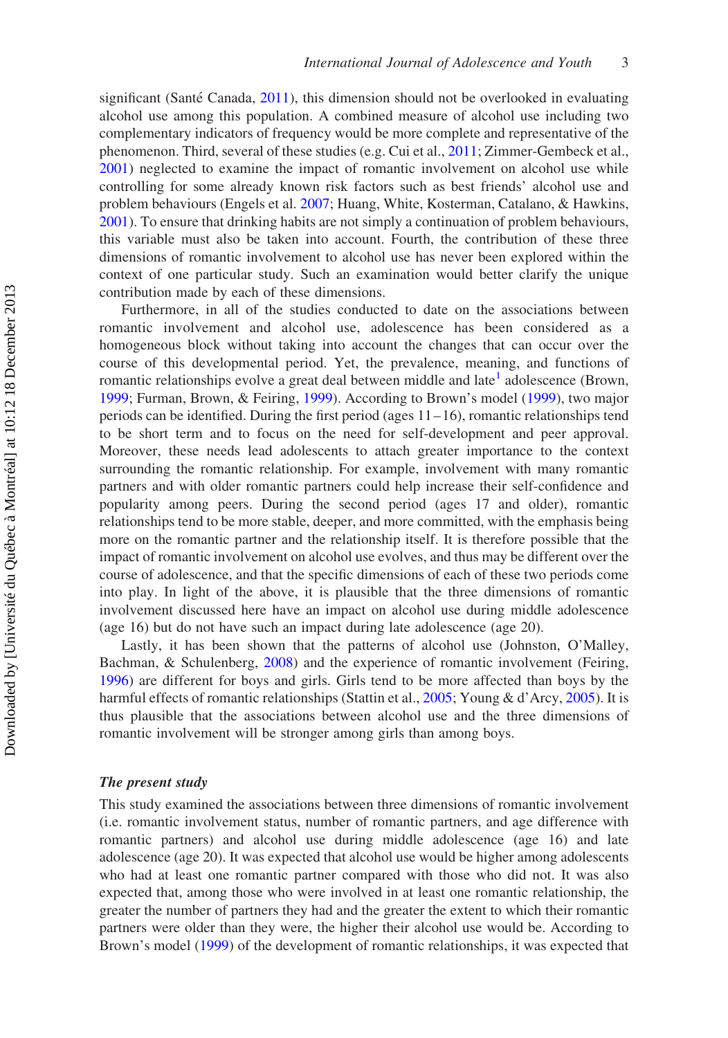significant (Santé Canada, 2011), this dimension should not be overlooked in evaluating alcohol use among this population. A combined measure of alcohol use including two complementary indicators of frequency would be more complete and representative of the phenomenon. Third, several of these studies (e.g. Cui et al., 2011; Zimmer-Gembeck et al., 2001) neglected to examine the impact of romantic involvement on alcohol use while controlling for some already known risk factors such as best friends' alcohol use and problem behaviours (Engels et al. 2007; Huang, White, Kosterman, Catalano, & Hawkins, 2001). To ensure that drinking habits are not simply a continuation of problem behaviours, this variable must also be taken into account. Fourth, the contribution of these three dimensions of romantic involvement to alcohol use has never been explored within the context of one particular study. Such an examination would better clarify the unique contribution made by each of these dimensions.

Furthermore, in all of the studies conducted to date on the associations between romantic involvement and alcohol use, adolescence has been considered as a homogeneous block without taking into account the changes that can occur over the course of this developmental period. Yet, the prevalence, meaning, and functions of romantic relationships evolve a great deal between middle and late[1] adolescence (Brown, 1999; Furman, Brown, & Feiring, 1999). According to Brown's model (1999), two major periods can be identified. During the first period (ages 11–16), romantic relationships tend to be short term and to focus on the need for self-development and peer approval. Moreover, these needs lead adolescents to attach greater importance to the context surrounding the romantic relationship. For example, involvement with many romantic partners and with older romantic partners could help increase their self-confidence and popularity among peers. During the second period (ages 17 and older), romantic relationships tend to be more stable, deeper, and more committed, with the emphasis being more on the romantic partner and the relationship itself. It is therefore possible that the impact of romantic involvement on alcohol use evolves, and thus may be different over the course of adolescence, and that the specific dimensions of each of these two periods come into play. In light of the above, it is plausible that the three dimensions of romantic involvement discussed here have an impact on alcohol use during middle adolescence (age 16) but do not have such an impact during late adolescence (age 20).

Lastly, it has been shown that the patterns of alcohol use (Johnston, O'Malley, Bachman, & Schulenberg, 2008) and the experience of romantic involvement (Feiring, 1996) are different for boys and girls. Girls tend to be more affected than boys by the harmful effects of romantic relationships (Stattin et al., 2005; Young & d'Arcy, 2005). It is thus plausible that the associations between alcohol use and the three dimensions of romantic involvement will be stronger among girls than among boys.

### *The present study*

This study examined the associations between three dimensions of romantic involvement (i.e. romantic involvement status, number of romantic partners, and age difference with romantic partners) and alcohol use during middle adolescence (age 16) and late adolescence (age 20). It was expected that alcohol use would be higher among adolescents who had at least one romantic partner compared with those who did not. It was also expected that, among those who were involved in at least one romantic relationship, the greater the number of partners they had and the greater the extent to which their romantic partners were older than they were, the higher their alcohol use would be. According to Brown's model (1999) of the development of romantic relationships, it was expected that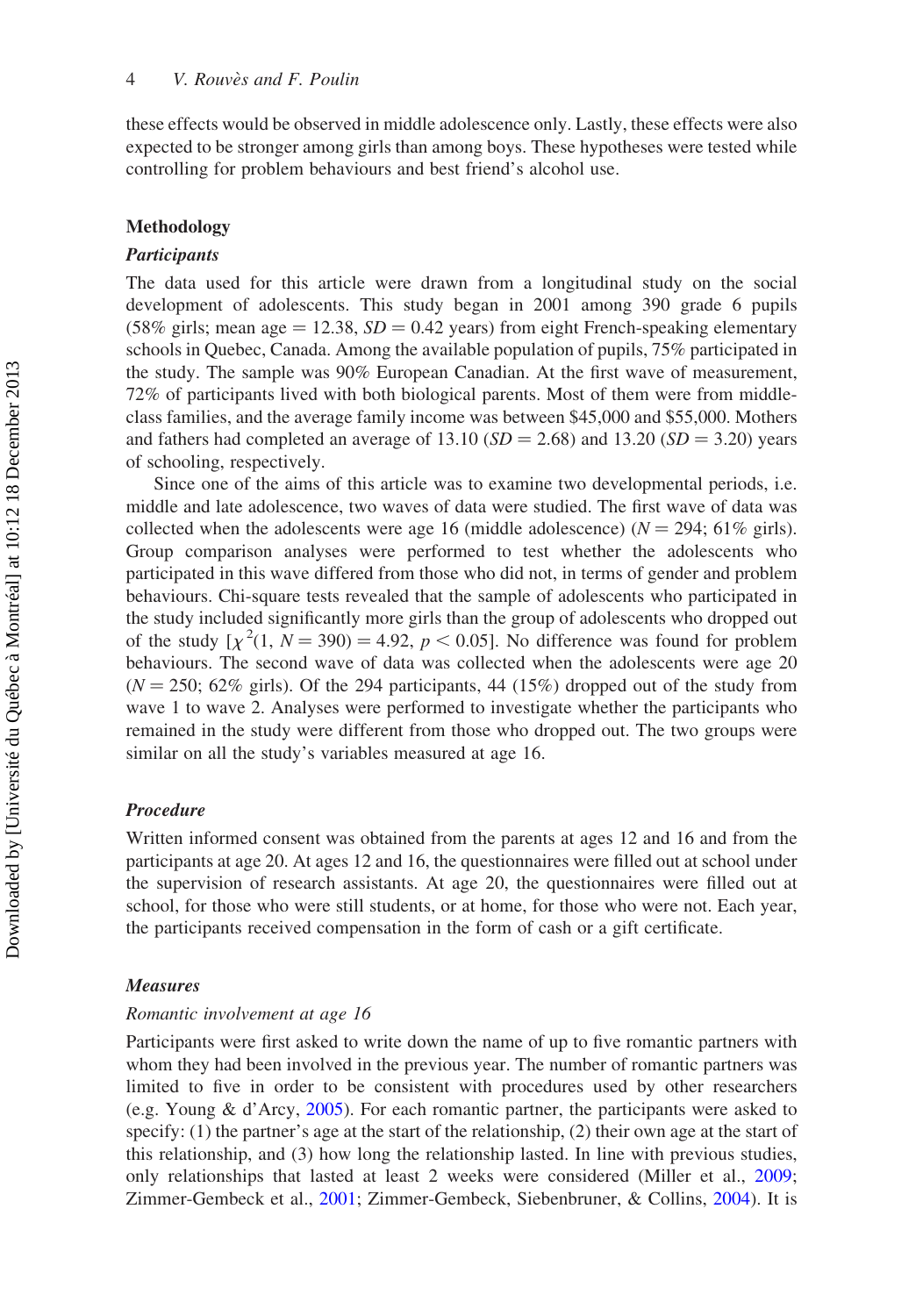these effects would be observed in middle adolescence only. Lastly, these effects were also expected to be stronger among girls than among boys. These hypotheses were tested while controlling for problem behaviours and best friend's alcohol use.

## Methodology

### *Participants*

The data used for this article were drawn from a longitudinal study on the social development of adolescents. This study began in 2001 among 390 grade 6 pupils (58% girls; mean age = 12.38, $SD = 0.42$ years) from eight French-speaking elementary schools in Quebec, Canada. Among the available population of pupils, 75% participated in the study. The sample was 90% European Canadian. At the first wave of measurement, 72% of participants lived with both biological parents. Most of them were from middle-class families, and the average family income was between \$45,000 and \$55,000. Mothers and fathers had completed an average of 13.10 ($SD = 2.68$) and 13.20 ($SD = 3.20$) years of schooling, respectively.

Since one of the aims of this article was to examine two developmental periods, i.e. middle and late adolescence, two waves of data were studied. The first wave of data was collected when the adolescents were age 16 (middle adolescence) ($N = 294$; 61% girls). Group comparison analyses were performed to test whether the adolescents who participated in this wave differed from those who did not, in terms of gender and problem behaviours. Chi-square tests revealed that the sample of adolescents who participated in the study included significantly more girls than the group of adolescents who dropped out of the study [$\chi^2(1, N = 390) = 4.92$, $p < 0.05$]. No difference was found for problem behaviours. The second wave of data was collected when the adolescents were age 20 ($N = 250$; 62% girls). Of the 294 participants, 44 (15%) dropped out of the study from wave 1 to wave 2. Analyses were performed to investigate whether the participants who remained in the study were different from those who dropped out. The two groups were similar on all the study's variables measured at age 16.

### *Procedure*

Written informed consent was obtained from the parents at ages 12 and 16 and from the participants at age 20. At ages 12 and 16, the questionnaires were filled out at school under the supervision of research assistants. At age 20, the questionnaires were filled out at school, for those who were still students, or at home, for those who were not. Each year, the participants received compensation in the form of cash or a gift certificate.

### *Measures*

*Romantic involvement at age 16*

Participants were first asked to write down the name of up to five romantic partners with whom they had been involved in the previous year. The number of romantic partners was limited to five in order to be consistent with procedures used by other researchers (e.g. Young & d'Arcy, 2005). For each romantic partner, the participants were asked to specify: (1) the partner's age at the start of the relationship, (2) their own age at the start of this relationship, and (3) how long the relationship lasted. In line with previous studies, only relationships that lasted at least 2 weeks were considered (Miller et al., 2009; Zimmer-Gembeck et al., 2001; Zimmer-Gembeck, Siebenbruner, & Collins, 2004). It is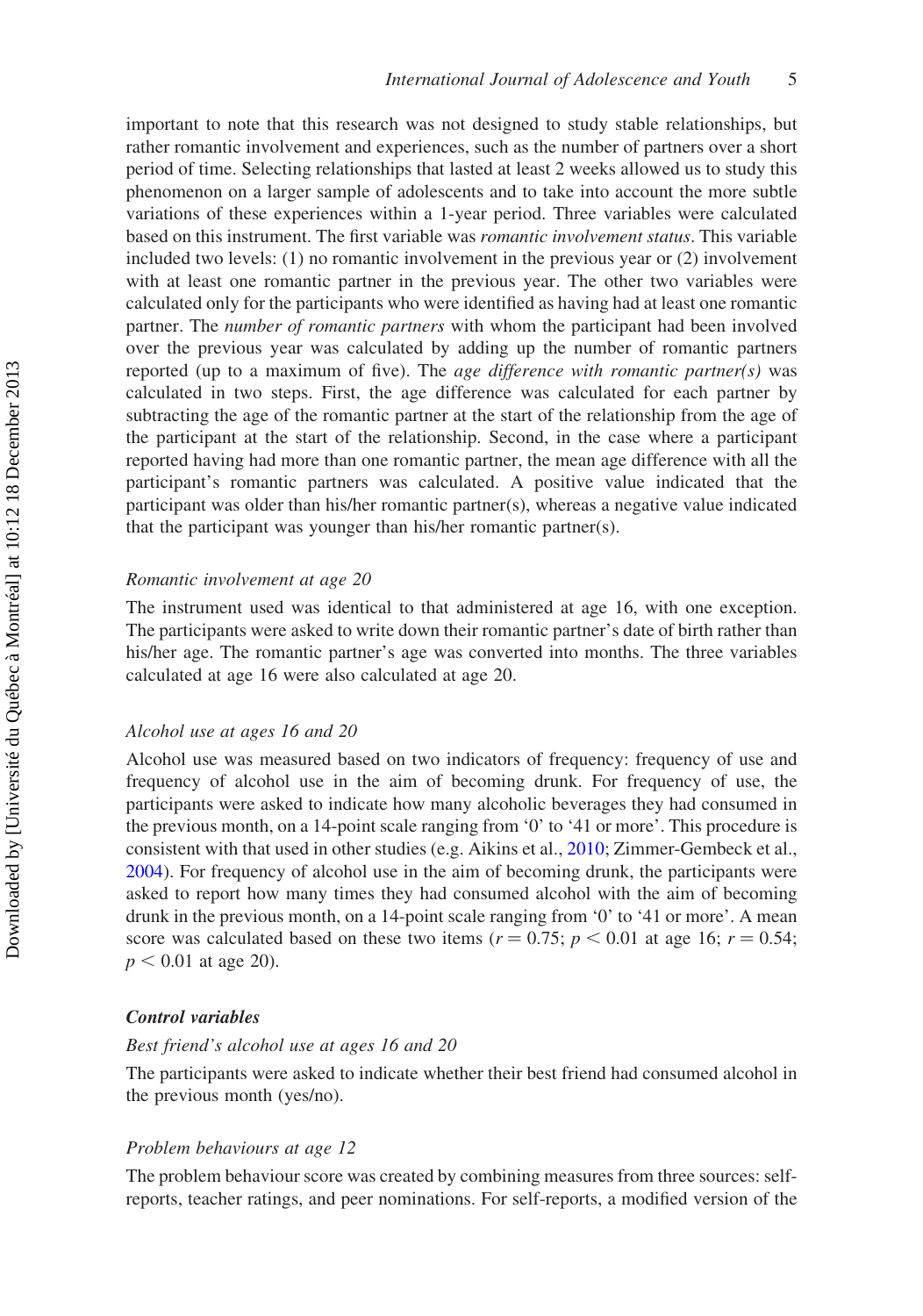important to note that this research was not designed to study stable relationships, but rather romantic involvement and experiences, such as the number of partners over a short period of time. Selecting relationships that lasted at least 2 weeks allowed us to study this phenomenon on a larger sample of adolescents and to take into account the more subtle variations of these experiences within a 1-year period. Three variables were calculated based on this instrument. The first variable was *romantic involvement status*. This variable included two levels: (1) no romantic involvement in the previous year or (2) involvement with at least one romantic partner in the previous year. The other two variables were calculated only for the participants who were identified as having had at least one romantic partner. The *number of romantic partners* with whom the participant had been involved over the previous year was calculated by adding up the number of romantic partners reported (up to a maximum of five). The *age difference with romantic partner(s)* was calculated in two steps. First, the age difference was calculated for each partner by subtracting the age of the romantic partner at the start of the relationship from the age of the participant at the start of the relationship. Second, in the case where a participant reported having had more than one romantic partner, the mean age difference with all the participant's romantic partners was calculated. A positive value indicated that the participant was older than his/her romantic partner(s), whereas a negative value indicated that the participant was younger than his/her romantic partner(s).

#### *Romantic involvement at age 20*

The instrument used was identical to that administered at age 16, with one exception. The participants were asked to write down their romantic partner's date of birth rather than his/her age. The romantic partner's age was converted into months. The three variables calculated at age 16 were also calculated at age 20.

#### *Alcohol use at ages 16 and 20*

Alcohol use was measured based on two indicators of frequency: frequency of use and frequency of alcohol use in the aim of becoming drunk. For frequency of use, the participants were asked to indicate how many alcoholic beverages they had consumed in the previous month, on a 14-point scale ranging from '0' to '41 or more'. This procedure is consistent with that used in other studies (e.g. Aikins et al., 2010; Zimmer-Gembeck et al., 2004). For frequency of alcohol use in the aim of becoming drunk, the participants were asked to report how many times they had consumed alcohol with the aim of becoming drunk in the previous month, on a 14-point scale ranging from '0' to '41 or more'. A mean score was calculated based on these two items ($r = 0.75$; $p < 0.01$ at age 16; $r = 0.54$; $p < 0.01$ at age 20).

### **Control variables**

#### *Best friend's alcohol use at ages 16 and 20*

The participants were asked to indicate whether their best friend had consumed alcohol in the previous month (yes/no).

#### *Problem behaviours at age 12*

The problem behaviour score was created by combining measures from three sources: self-reports, teacher ratings, and peer nominations. For self-reports, a modified version of the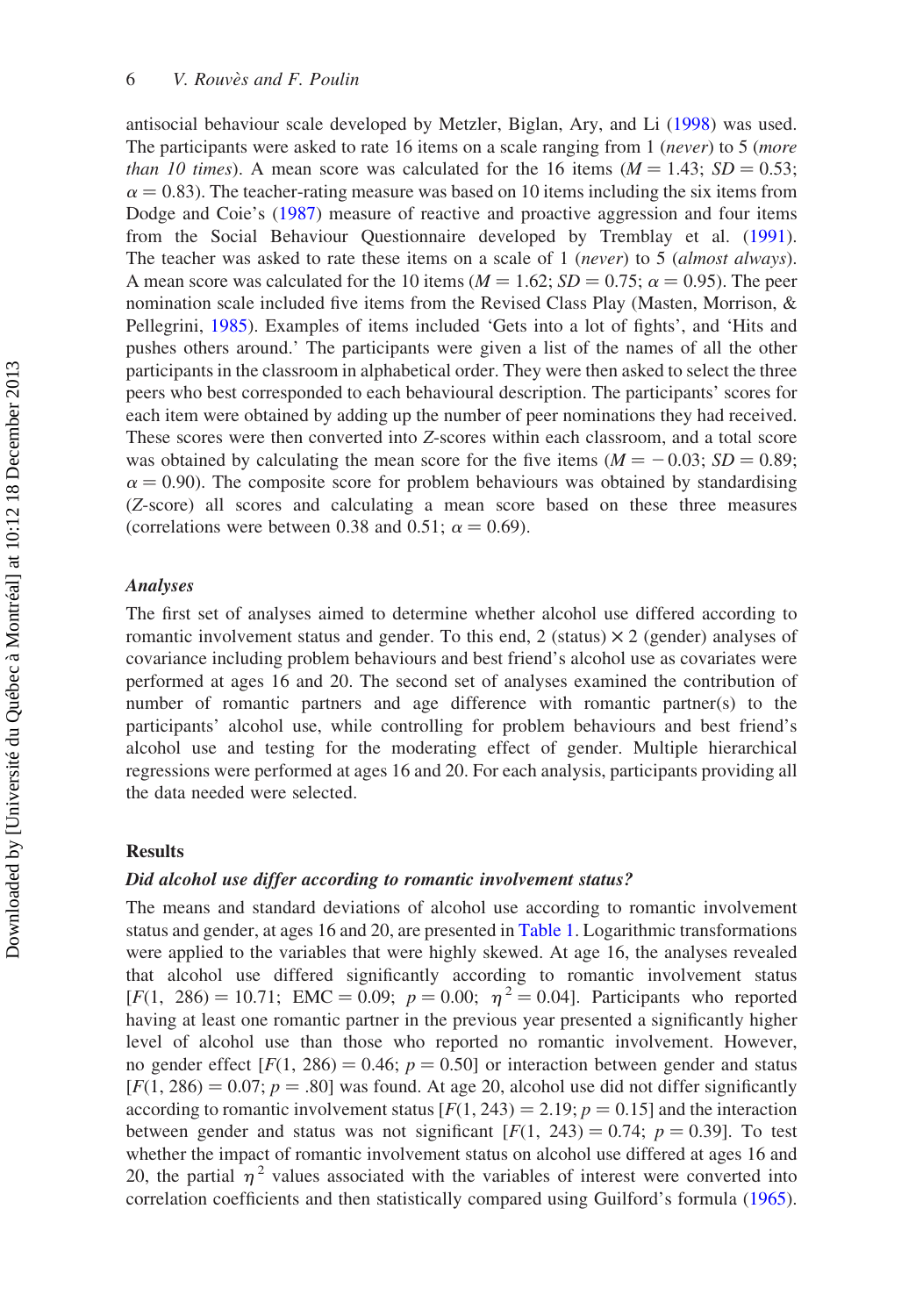antisocial behaviour scale developed by Metzler, Biglan, Ary, and Li (1998) was used. The participants were asked to rate 16 items on a scale ranging from 1 (*never*) to 5 (*more than 10 times*). A mean score was calculated for the 16 items ($M = 1.43$; $SD = 0.53$; $\alpha = 0.83$). The teacher-rating measure was based on 10 items including the six items from Dodge and Coie's (1987) measure of reactive and proactive aggression and four items from the Social Behaviour Questionnaire developed by Tremblay et al. (1991). The teacher was asked to rate these items on a scale of 1 (*never*) to 5 (*almost always*). A mean score was calculated for the 10 items ($M = 1.62$; $SD = 0.75$; $\alpha = 0.95$). The peer nomination scale included five items from the Revised Class Play (Masten, Morrison, & Pellegrini, 1985). Examples of items included 'Gets into a lot of fights', and 'Hits and pushes others around.' The participants were given a list of the names of all the other participants in the classroom in alphabetical order. They were then asked to select the three peers who best corresponded to each behavioural description. The participants' scores for each item were obtained by adding up the number of peer nominations they had received. These scores were then converted into *Z*-scores within each classroom, and a total score was obtained by calculating the mean score for the five items ($M = -0.03$; $SD = 0.89$; $\alpha = 0.90$). The composite score for problem behaviours was obtained by standardising (*Z*-score) all scores and calculating a mean score based on these three measures (correlations were between 0.38 and 0.51; $\alpha = 0.69$).

### *Analyses*

The first set of analyses aimed to determine whether alcohol use differed according to romantic involvement status and gender. To this end, 2 (status) × 2 (gender) analyses of covariance including problem behaviours and best friend's alcohol use as covariates were performed at ages 16 and 20. The second set of analyses examined the contribution of number of romantic partners and age difference with romantic partner(s) to the participants' alcohol use, while controlling for problem behaviours and best friend's alcohol use and testing for the moderating effect of gender. Multiple hierarchical regressions were performed at ages 16 and 20. For each analysis, participants providing all the data needed were selected.

## Results

### *Did alcohol use differ according to romantic involvement status?*

The means and standard deviations of alcohol use according to romantic involvement status and gender, at ages 16 and 20, are presented in Table 1. Logarithmic transformations were applied to the variables that were highly skewed. At age 16, the analyses revealed that alcohol use differed significantly according to romantic involvement status [$F(1, 286) = 10.71$; EMC $= 0.09$; $p = 0.00$; $\eta^2 = 0.04$]. Participants who reported having at least one romantic partner in the previous year presented a significantly higher level of alcohol use than those who reported no romantic involvement. However, no gender effect [$F(1, 286) = 0.46$; $p = 0.50$] or interaction between gender and status [$F(1, 286) = 0.07$; $p = .80$] was found. At age 20, alcohol use did not differ significantly according to romantic involvement status [$F(1, 243) = 2.19$; $p = 0.15$] and the interaction between gender and status was not significant [$F(1, 243) = 0.74$; $p = 0.39$]. To test whether the impact of romantic involvement status on alcohol use differed at ages 16 and 20, the partial $\eta^2$ values associated with the variables of interest were converted into correlation coefficients and then statistically compared using Guilford's formula (1965).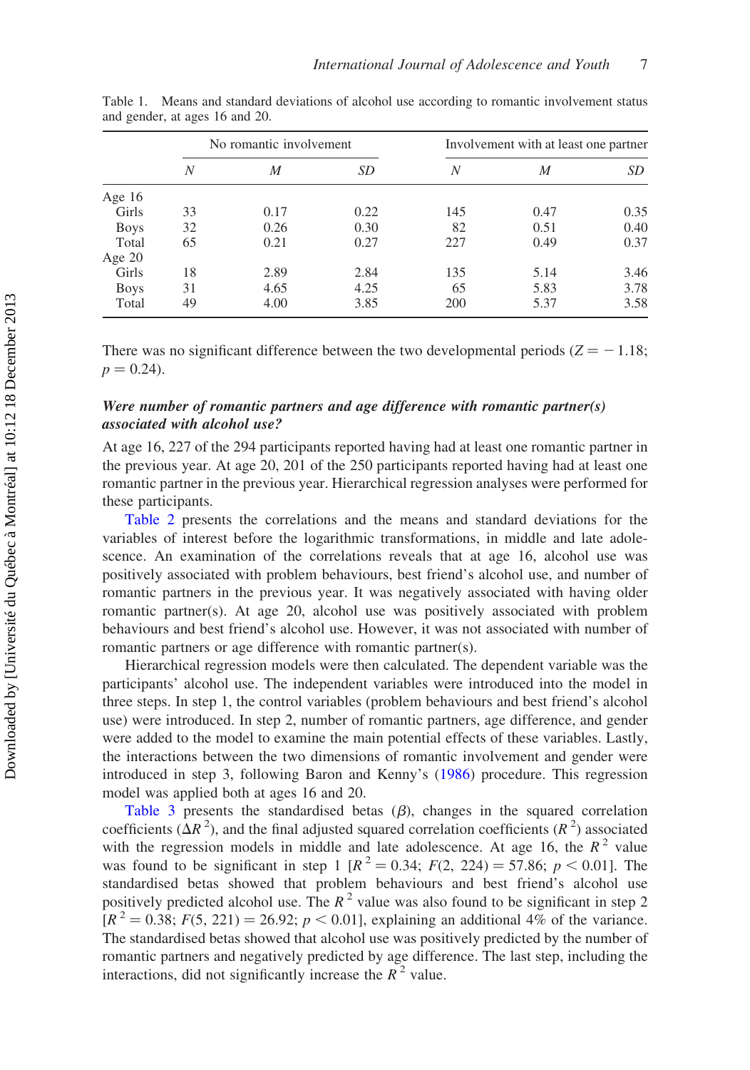Table 1. Means and standard deviations of alcohol use according to romantic involvement status and gender, at ages 16 and 20.

| | No romantic involvement | | | Involvement with at least one partner | | |
|---|---|---|---|---|---|---|
| | *N* | *M* | *SD* | *N* | *M* | *SD* |
| Age 16 | | | | | | |
| Girls | 33 | 0.17 | 0.22 | 145 | 0.47 | 0.35 |
| Boys | 32 | 0.26 | 0.30 | 82 | 0.51 | 0.40 |
| Total | 65 | 0.21 | 0.27 | 227 | 0.49 | 0.37 |
| Age 20 | | | | | | |
| Girls | 18 | 2.89 | 2.84 | 135 | 5.14 | 3.46 |
| Boys | 31 | 4.65 | 4.25 | 65 | 5.83 | 3.78 |
| Total | 49 | 4.00 | 3.85 | 200 | 5.37 | 3.58 |

There was no significant difference between the two developmental periods ($Z = -1.18$; $p = 0.24$).

### *Were number of romantic partners and age difference with romantic partner(s) associated with alcohol use?*

At age 16, 227 of the 294 participants reported having had at least one romantic partner in the previous year. At age 20, 201 of the 250 participants reported having had at least one romantic partner in the previous year. Hierarchical regression analyses were performed for these participants.

Table 2 presents the correlations and the means and standard deviations for the variables of interest before the logarithmic transformations, in middle and late adolescence. An examination of the correlations reveals that at age 16, alcohol use was positively associated with problem behaviours, best friend's alcohol use, and number of romantic partners in the previous year. It was negatively associated with having older romantic partner(s). At age 20, alcohol use was positively associated with problem behaviours and best friend's alcohol use. However, it was not associated with number of romantic partners or age difference with romantic partner(s).

Hierarchical regression models were then calculated. The dependent variable was the participants' alcohol use. The independent variables were introduced into the model in three steps. In step 1, the control variables (problem behaviours and best friend's alcohol use) were introduced. In step 2, number of romantic partners, age difference, and gender were added to the model to examine the main potential effects of these variables. Lastly, the interactions between the two dimensions of romantic involvement and gender were introduced in step 3, following Baron and Kenny's (1986) procedure. This regression model was applied both at ages 16 and 20.

Table 3 presents the standardised betas ($\beta$), changes in the squared correlation coefficients ($\Delta R^2$), and the final adjusted squared correlation coefficients ($R^2$) associated with the regression models in middle and late adolescence. At age 16, the $R^2$ value was found to be significant in step 1 [$R^2 = 0.34$; $F(2, 224) = 57.86$; $p < 0.01$]. The standardised betas showed that problem behaviours and best friend's alcohol use positively predicted alcohol use. The $R^2$ value was also found to be significant in step 2 [$R^2 = 0.38$; $F(5, 221) = 26.92$; $p < 0.01$], explaining an additional 4% of the variance. The standardised betas showed that alcohol use was positively predicted by the number of romantic partners and negatively predicted by age difference. The last step, including the interactions, did not significantly increase the $R^2$ value.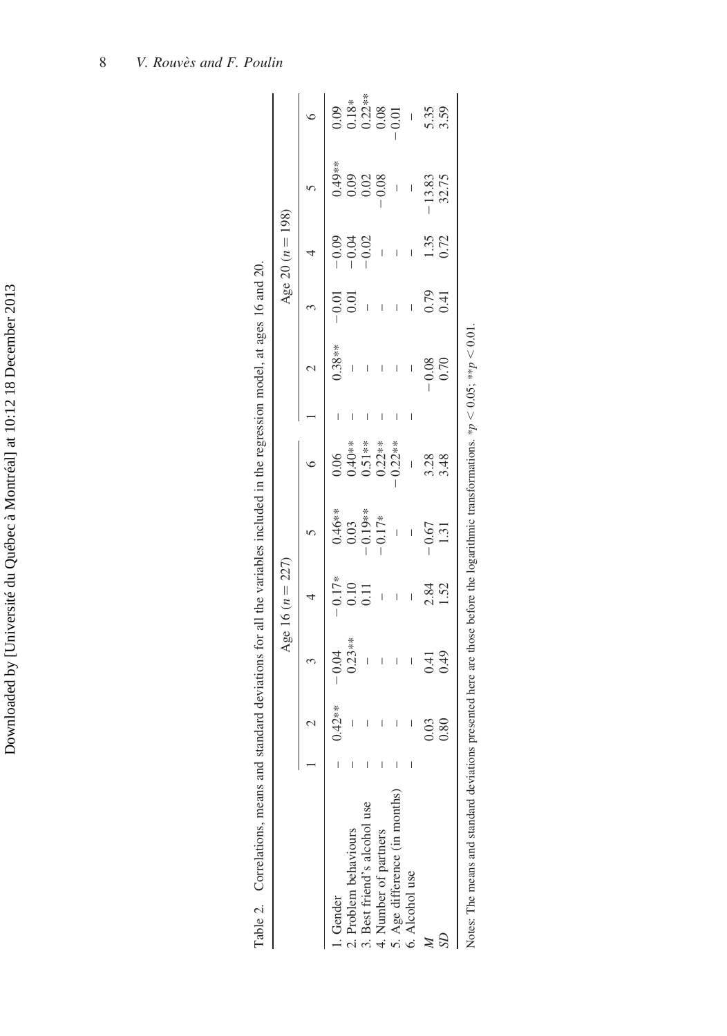Table 2. Correlations, means and standard deviations for all the variables included in the regression model, at ages 16 and 20.

| | Age 16 ($n = 227$) | | | | | | Age 20 ($n = 198$) | | | | | |
|---|---|---|---|---|---|---|---|---|---|---|---|---|
| | 1 | 2 | 3 | 4 | 5 | 6 | 1 | 2 | 3 | 4 | 5 | 6 |
| 1. Gender | – | 0.42** | −0.04 | −0.17* | 0.46** | 0.06 | – | 0.38** | −0.01 | −0.09 | 0.49** | 0.09 |
| 2. Problem behaviours | – | – | 0.23** | 0.10 | 0.03 | 0.40** | – | – | 0.01 | −0.04 | 0.09 | 0.18* |
| 3. Best friend's alcohol use | – | – | – | 0.11 | −0.19** | 0.51** | – | – | – | −0.02 | 0.02 | 0.22** |
| 4. Number of partners | – | – | – | – | −0.17* | 0.22** | – | – | – | – | −0.08 | 0.08 |
| 5. Age difference (in months) | – | – | – | – | – | −0.22** | – | – | – | – | – | −0.01 |
| 6. Alcohol use | – | – | – | – | – | – | – | – | – | – | – | – |
| *M* | | 0.03 | 0.41 | 2.84 | −0.67 | 3.28 | | −0.08 | 0.79 | 1.35 | −13.83 | 5.35 |
| *SD* | | 0.80 | 0.49 | 1.52 | 1.31 | 3.48 | | 0.70 | 0.41 | 0.72 | 32.75 | 3.59 |

Notes: The means and standard deviations presented here are those before the logarithmic transformations. *$p < 0.05$; **$p < 0.01$.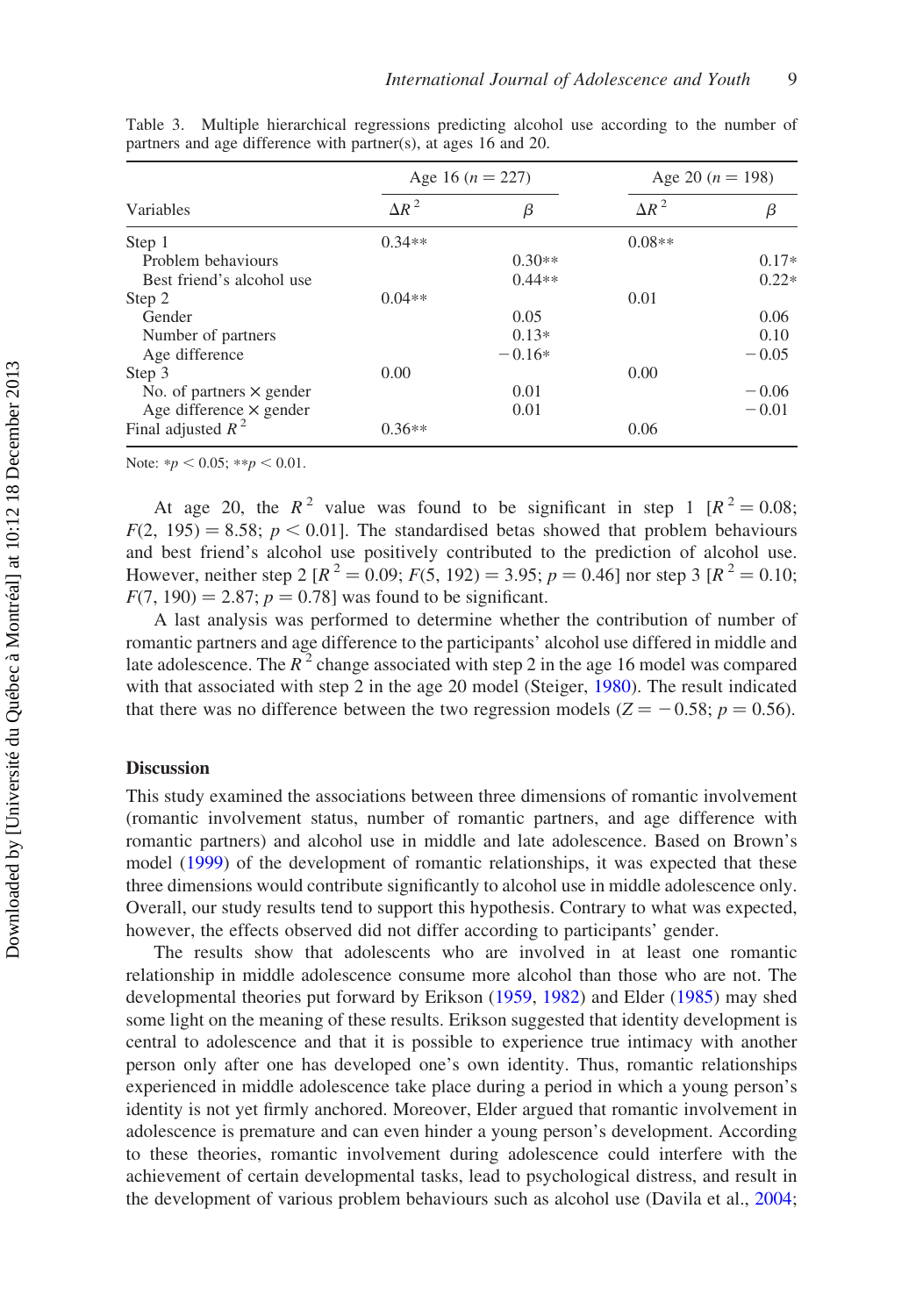Table 3. Multiple hierarchical regressions predicting alcohol use according to the number of partners and age difference with partner(s), at ages 16 and 20.

| Variables | Age 16 ($n = 227$) | | Age 20 ($n = 198$) | |
|---|---|---|---|---|
| | $\Delta R^2$ | $\beta$ | $\Delta R^2$ | $\beta$ |
| Step 1 | 0.34** | | 0.08** | |
| Problem behaviours | | 0.30** | | 0.17* |
| Best friend's alcohol use | | 0.44** | | 0.22* |
| Step 2 | 0.04** | | 0.01 | |
| Gender | | 0.05 | | 0.06 |
| Number of partners | | 0.13* | | 0.10 |
| Age difference | | −0.16* | | −0.05 |
| Step 3 | 0.00 | | 0.00 | |
| No. of partners × gender | | 0.01 | | −0.06 |
| Age difference × gender | | 0.01 | | −0.01 |
| Final adjusted $R^2$ | 0.36** | | 0.06 | |

Note: \*$p < 0.05$; \*\*$p < 0.01$.

At age 20, the $R^2$ value was found to be significant in step 1 [$R^2 = 0.08$; $F(2, 195) = 8.58$; $p < 0.01$]. The standardised betas showed that problem behaviours and best friend's alcohol use positively contributed to the prediction of alcohol use. However, neither step 2 [$R^2 = 0.09$; $F(5, 192) = 3.95$; $p = 0.46$] nor step 3 [$R^2 = 0.10$; $F(7, 190) = 2.87$; $p = 0.78$] was found to be significant.

A last analysis was performed to determine whether the contribution of number of romantic partners and age difference to the participants' alcohol use differed in middle and late adolescence. The $R^2$ change associated with step 2 in the age 16 model was compared with that associated with step 2 in the age 20 model (Steiger, 1980). The result indicated that there was no difference between the two regression models ($Z = -0.58$; $p = 0.56$).

## Discussion

This study examined the associations between three dimensions of romantic involvement (romantic involvement status, number of romantic partners, and age difference with romantic partners) and alcohol use in middle and late adolescence. Based on Brown's model (1999) of the development of romantic relationships, it was expected that these three dimensions would contribute significantly to alcohol use in middle adolescence only. Overall, our study results tend to support this hypothesis. Contrary to what was expected, however, the effects observed did not differ according to participants' gender.

The results show that adolescents who are involved in at least one romantic relationship in middle adolescence consume more alcohol than those who are not. The developmental theories put forward by Erikson (1959, 1982) and Elder (1985) may shed some light on the meaning of these results. Erikson suggested that identity development is central to adolescence and that it is possible to experience true intimacy with another person only after one has developed one's own identity. Thus, romantic relationships experienced in middle adolescence take place during a period in which a young person's identity is not yet firmly anchored. Moreover, Elder argued that romantic involvement in adolescence is premature and can even hinder a young person's development. According to these theories, romantic involvement during adolescence could interfere with the achievement of certain developmental tasks, lead to psychological distress, and result in the development of various problem behaviours such as alcohol use (Davila et al., 2004;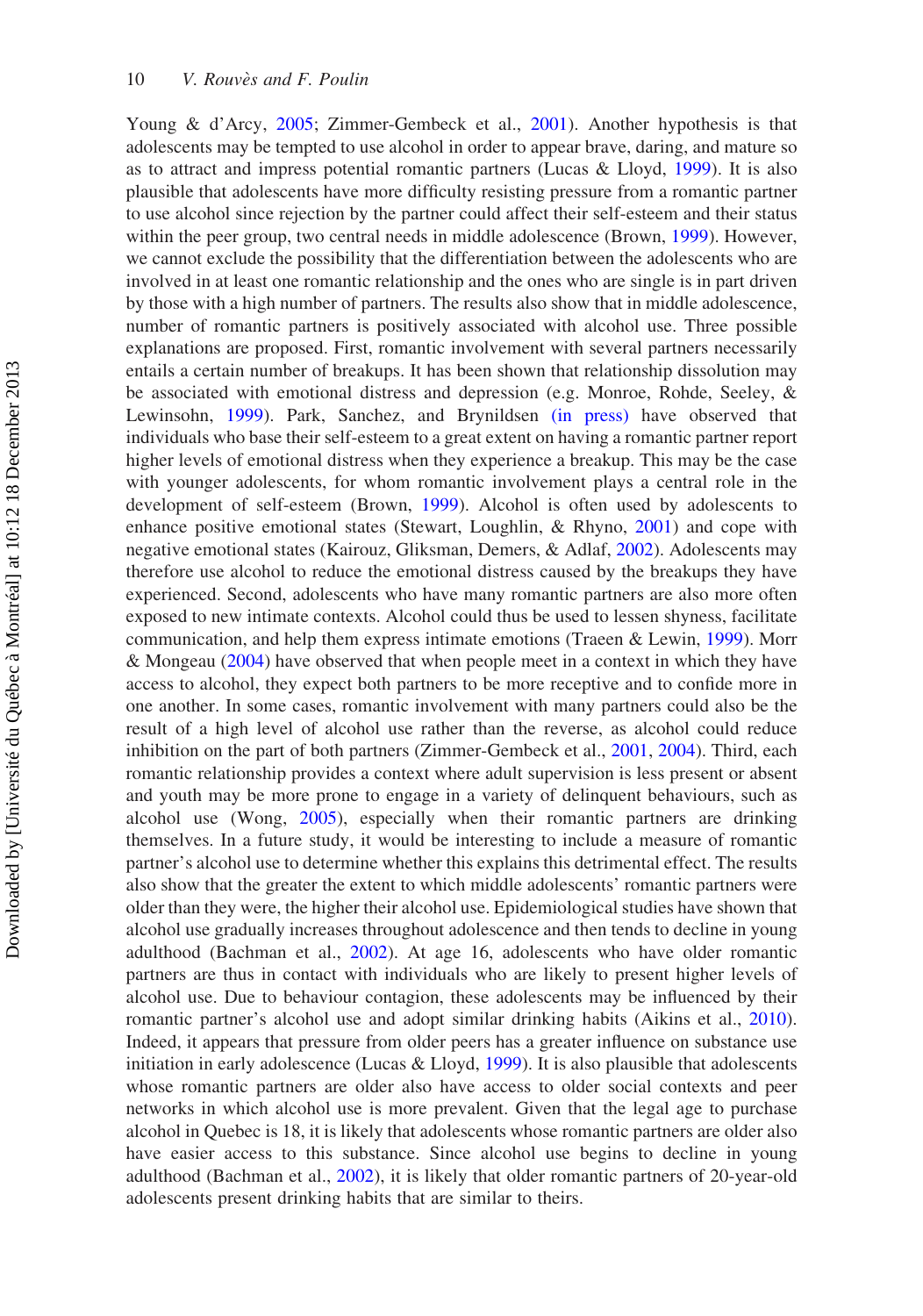Young & d'Arcy, 2005; Zimmer-Gembeck et al., 2001). Another hypothesis is that adolescents may be tempted to use alcohol in order to appear brave, daring, and mature so as to attract and impress potential romantic partners (Lucas & Lloyd, 1999). It is also plausible that adolescents have more difficulty resisting pressure from a romantic partner to use alcohol since rejection by the partner could affect their self-esteem and their status within the peer group, two central needs in middle adolescence (Brown, 1999). However, we cannot exclude the possibility that the differentiation between the adolescents who are involved in at least one romantic relationship and the ones who are single is in part driven by those with a high number of partners. The results also show that in middle adolescence, number of romantic partners is positively associated with alcohol use. Three possible explanations are proposed. First, romantic involvement with several partners necessarily entails a certain number of breakups. It has been shown that relationship dissolution may be associated with emotional distress and depression (e.g. Monroe, Rohde, Seeley, & Lewinsohn, 1999). Park, Sanchez, and Brynildsen (in press) have observed that individuals who base their self-esteem to a great extent on having a romantic partner report higher levels of emotional distress when they experience a breakup. This may be the case with younger adolescents, for whom romantic involvement plays a central role in the development of self-esteem (Brown, 1999). Alcohol is often used by adolescents to enhance positive emotional states (Stewart, Loughlin, & Rhyno, 2001) and cope with negative emotional states (Kairouz, Gliksman, Demers, & Adlaf, 2002). Adolescents may therefore use alcohol to reduce the emotional distress caused by the breakups they have experienced. Second, adolescents who have many romantic partners are also more often exposed to new intimate contexts. Alcohol could thus be used to lessen shyness, facilitate communication, and help them express intimate emotions (Traeen & Lewin, 1999). Morr & Mongeau (2004) have observed that when people meet in a context in which they have access to alcohol, they expect both partners to be more receptive and to confide more in one another. In some cases, romantic involvement with many partners could also be the result of a high level of alcohol use rather than the reverse, as alcohol could reduce inhibition on the part of both partners (Zimmer-Gembeck et al., 2001, 2004). Third, each romantic relationship provides a context where adult supervision is less present or absent and youth may be more prone to engage in a variety of delinquent behaviours, such as alcohol use (Wong, 2005), especially when their romantic partners are drinking themselves. In a future study, it would be interesting to include a measure of romantic partner's alcohol use to determine whether this explains this detrimental effect. The results also show that the greater the extent to which middle adolescents' romantic partners were older than they were, the higher their alcohol use. Epidemiological studies have shown that alcohol use gradually increases throughout adolescence and then tends to decline in young adulthood (Bachman et al., 2002). At age 16, adolescents who have older romantic partners are thus in contact with individuals who are likely to present higher levels of alcohol use. Due to behaviour contagion, these adolescents may be influenced by their romantic partner's alcohol use and adopt similar drinking habits (Aikins et al., 2010). Indeed, it appears that pressure from older peers has a greater influence on substance use initiation in early adolescence (Lucas & Lloyd, 1999). It is also plausible that adolescents whose romantic partners are older also have access to older social contexts and peer networks in which alcohol use is more prevalent. Given that the legal age to purchase alcohol in Quebec is 18, it is likely that adolescents whose romantic partners are older also have easier access to this substance. Since alcohol use begins to decline in young adulthood (Bachman et al., 2002), it is likely that older romantic partners of 20-year-old adolescents present drinking habits that are similar to theirs.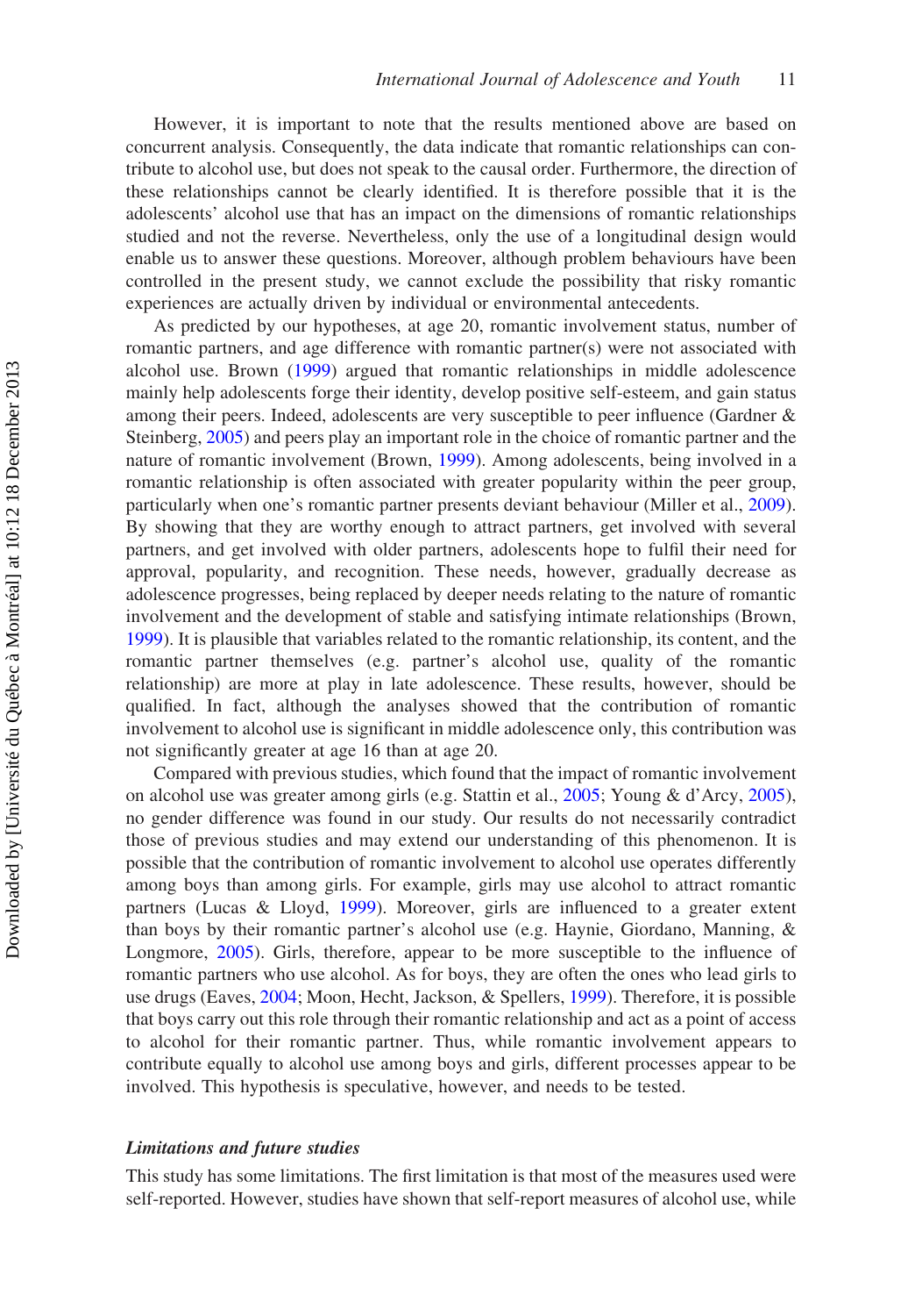However, it is important to note that the results mentioned above are based on concurrent analysis. Consequently, the data indicate that romantic relationships can contribute to alcohol use, but does not speak to the causal order. Furthermore, the direction of these relationships cannot be clearly identified. It is therefore possible that it is the adolescents' alcohol use that has an impact on the dimensions of romantic relationships studied and not the reverse. Nevertheless, only the use of a longitudinal design would enable us to answer these questions. Moreover, although problem behaviours have been controlled in the present study, we cannot exclude the possibility that risky romantic experiences are actually driven by individual or environmental antecedents.

As predicted by our hypotheses, at age 20, romantic involvement status, number of romantic partners, and age difference with romantic partner(s) were not associated with alcohol use. Brown (1999) argued that romantic relationships in middle adolescence mainly help adolescents forge their identity, develop positive self-esteem, and gain status among their peers. Indeed, adolescents are very susceptible to peer influence (Gardner & Steinberg, 2005) and peers play an important role in the choice of romantic partner and the nature of romantic involvement (Brown, 1999). Among adolescents, being involved in a romantic relationship is often associated with greater popularity within the peer group, particularly when one's romantic partner presents deviant behaviour (Miller et al., 2009). By showing that they are worthy enough to attract partners, get involved with several partners, and get involved with older partners, adolescents hope to fulfil their need for approval, popularity, and recognition. These needs, however, gradually decrease as adolescence progresses, being replaced by deeper needs relating to the nature of romantic involvement and the development of stable and satisfying intimate relationships (Brown, 1999). It is plausible that variables related to the romantic relationship, its content, and the romantic partner themselves (e.g. partner's alcohol use, quality of the romantic relationship) are more at play in late adolescence. These results, however, should be qualified. In fact, although the analyses showed that the contribution of romantic involvement to alcohol use is significant in middle adolescence only, this contribution was not significantly greater at age 16 than at age 20.

Compared with previous studies, which found that the impact of romantic involvement on alcohol use was greater among girls (e.g. Stattin et al., 2005; Young & d'Arcy, 2005), no gender difference was found in our study. Our results do not necessarily contradict those of previous studies and may extend our understanding of this phenomenon. It is possible that the contribution of romantic involvement to alcohol use operates differently among boys than among girls. For example, girls may use alcohol to attract romantic partners (Lucas & Lloyd, 1999). Moreover, girls are influenced to a greater extent than boys by their romantic partner's alcohol use (e.g. Haynie, Giordano, Manning, & Longmore, 2005). Girls, therefore, appear to be more susceptible to the influence of romantic partners who use alcohol. As for boys, they are often the ones who lead girls to use drugs (Eaves, 2004; Moon, Hecht, Jackson, & Spellers, 1999). Therefore, it is possible that boys carry out this role through their romantic relationship and act as a point of access to alcohol for their romantic partner. Thus, while romantic involvement appears to contribute equally to alcohol use among boys and girls, different processes appear to be involved. This hypothesis is speculative, however, and needs to be tested.

### *Limitations and future studies*

This study has some limitations. The first limitation is that most of the measures used were self-reported. However, studies have shown that self-report measures of alcohol use, while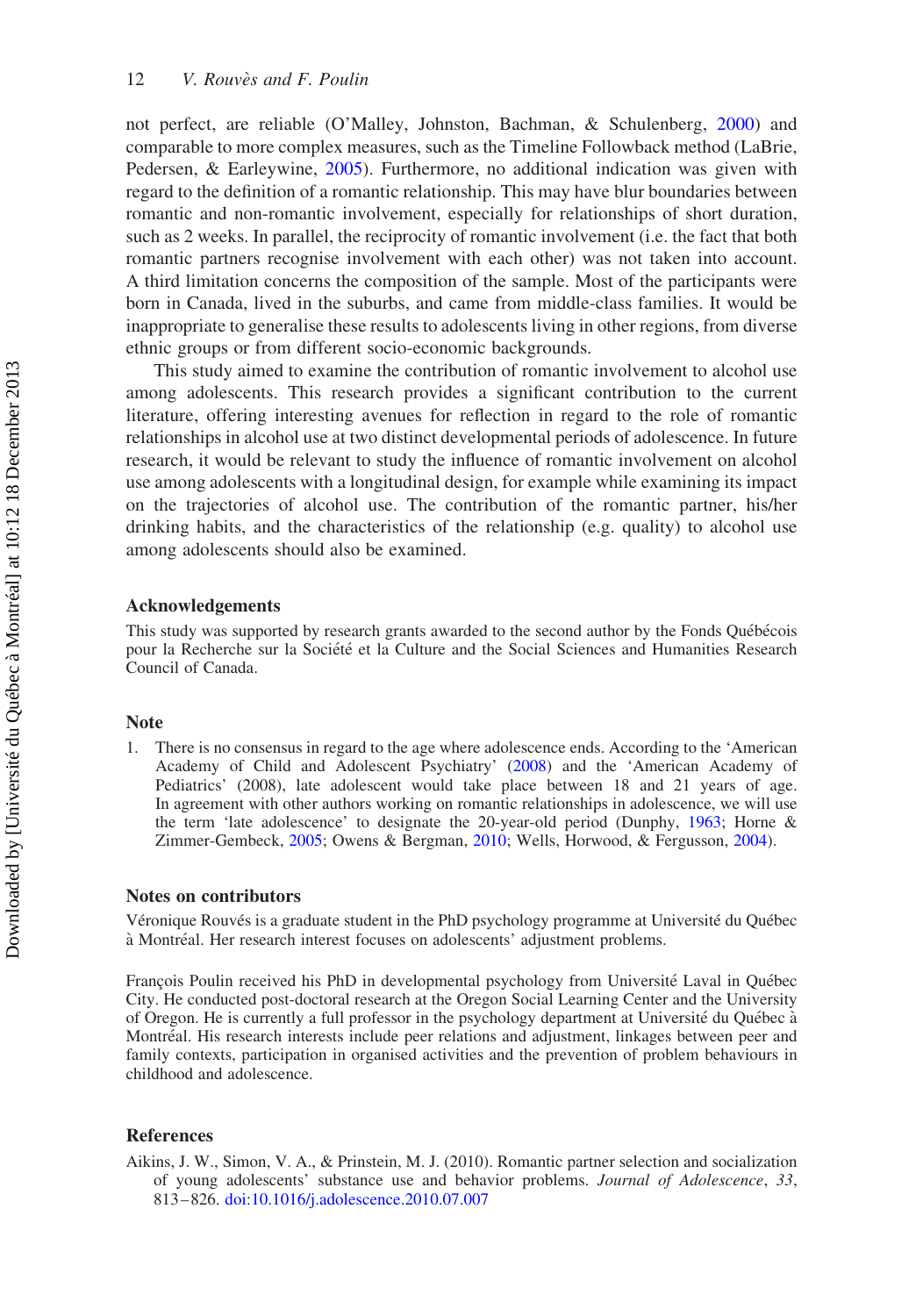not perfect, are reliable (O'Malley, Johnston, Bachman, & Schulenberg, 2000) and comparable to more complex measures, such as the Timeline Followback method (LaBrie, Pedersen, & Earleywine, 2005). Furthermore, no additional indication was given with regard to the definition of a romantic relationship. This may have blur boundaries between romantic and non-romantic involvement, especially for relationships of short duration, such as 2 weeks. In parallel, the reciprocity of romantic involvement (i.e. the fact that both romantic partners recognise involvement with each other) was not taken into account. A third limitation concerns the composition of the sample. Most of the participants were born in Canada, lived in the suburbs, and came from middle-class families. It would be inappropriate to generalise these results to adolescents living in other regions, from diverse ethnic groups or from different socio-economic backgrounds.

This study aimed to examine the contribution of romantic involvement to alcohol use among adolescents. This research provides a significant contribution to the current literature, offering interesting avenues for reflection in regard to the role of romantic relationships in alcohol use at two distinct developmental periods of adolescence. In future research, it would be relevant to study the influence of romantic involvement on alcohol use among adolescents with a longitudinal design, for example while examining its impact on the trajectories of alcohol use. The contribution of the romantic partner, his/her drinking habits, and the characteristics of the relationship (e.g. quality) to alcohol use among adolescents should also be examined.

## Acknowledgements

This study was supported by research grants awarded to the second author by the Fonds Québécois pour la Recherche sur la Société et la Culture and the Social Sciences and Humanities Research Council of Canada.

## Note

1. There is no consensus in regard to the age where adolescence ends. According to the 'American Academy of Child and Adolescent Psychiatry' (2008) and the 'American Academy of Pediatrics' (2008), late adolescent would take place between 18 and 21 years of age. In agreement with other authors working on romantic relationships in adolescence, we will use the term 'late adolescence' to designate the 20-year-old period (Dunphy, 1963; Horne & Zimmer-Gembeck, 2005; Owens & Bergman, 2010; Wells, Horwood, & Fergusson, 2004).

## Notes on contributors

Véronique Rouvés is a graduate student in the PhD psychology programme at Université du Québec à Montréal. Her research interest focuses on adolescents' adjustment problems.

François Poulin received his PhD in developmental psychology from Université Laval in Québec City. He conducted post-doctoral research at the Oregon Social Learning Center and the University of Oregon. He is currently a full professor in the psychology department at Université du Québec à Montréal. His research interests include peer relations and adjustment, linkages between peer and family contexts, participation in organised activities and the prevention of problem behaviours in childhood and adolescence.

## References

Aikins, J. W., Simon, V. A., & Prinstein, M. J. (2010). Romantic partner selection and socialization of young adolescents' substance use and behavior problems. *Journal of Adolescence*, *33*, 813–826. doi:10.1016/j.adolescence.2010.07.007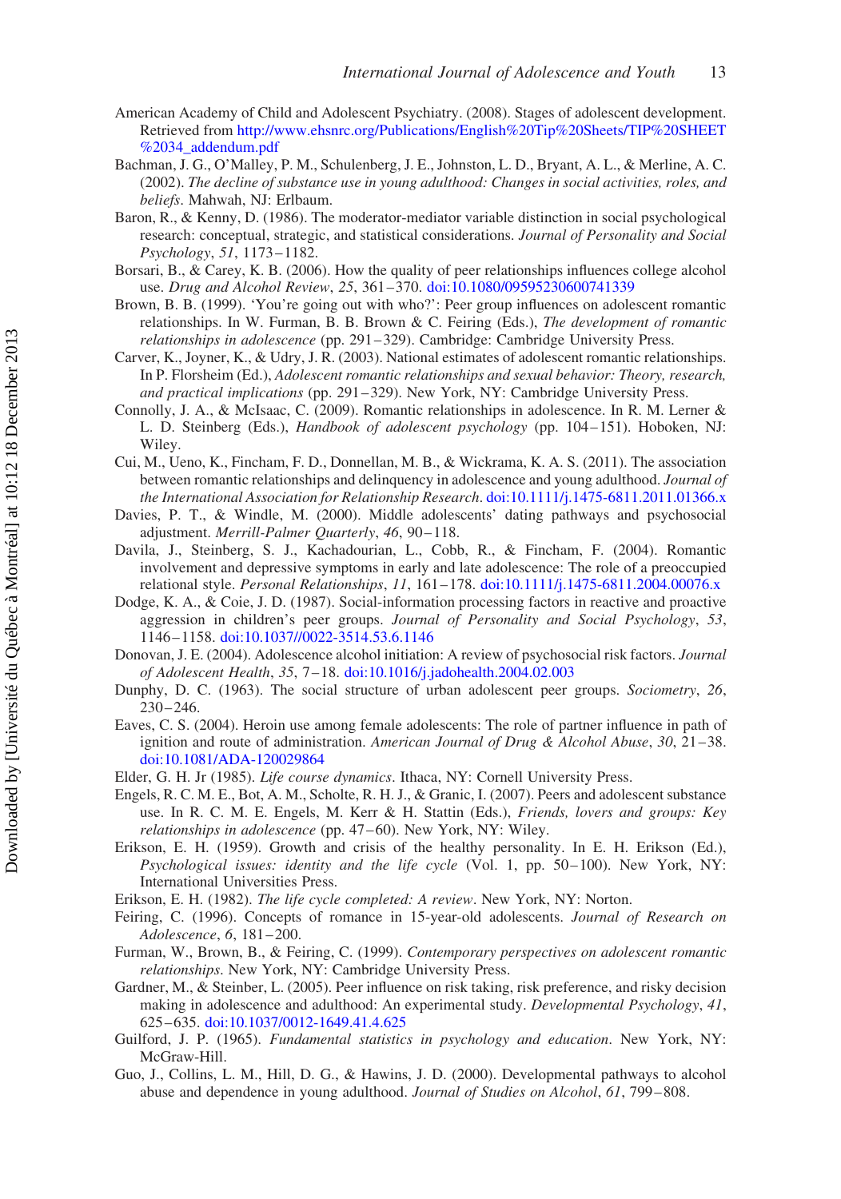American Academy of Child and Adolescent Psychiatry. (2008). Stages of adolescent development. Retrieved from http://www.ehsnrc.org/Publications/English%20Tip%20Sheets/TIP%20SHEET%2034_addendum.pdf

Bachman, J. G., O'Malley, P. M., Schulenberg, J. E., Johnston, L. D., Bryant, A. L., & Merline, A. C. (2002). *The decline of substance use in young adulthood: Changes in social activities, roles, and beliefs*. Mahwah, NJ: Erlbaum.

Baron, R., & Kenny, D. (1986). The moderator-mediator variable distinction in social psychological research: conceptual, strategic, and statistical considerations. *Journal of Personality and Social Psychology*, *51*, 1173–1182.

Borsari, B., & Carey, K. B. (2006). How the quality of peer relationships influences college alcohol use. *Drug and Alcohol Review*, *25*, 361–370. doi:10.1080/09595230600741339

Brown, B. B. (1999). 'You're going out with who?': Peer group influences on adolescent romantic relationships. In W. Furman, B. B. Brown & C. Feiring (Eds.), *The development of romantic relationships in adolescence* (pp. 291–329). Cambridge: Cambridge University Press.

Carver, K., Joyner, K., & Udry, J. R. (2003). National estimates of adolescent romantic relationships. In P. Florsheim (Ed.), *Adolescent romantic relationships and sexual behavior: Theory, research, and practical implications* (pp. 291–329). New York, NY: Cambridge University Press.

Connolly, J. A., & McIsaac, C. (2009). Romantic relationships in adolescence. In R. M. Lerner & L. D. Steinberg (Eds.), *Handbook of adolescent psychology* (pp. 104–151). Hoboken, NJ: Wiley.

Cui, M., Ueno, K., Fincham, F. D., Donnellan, M. B., & Wickrama, K. A. S. (2011). The association between romantic relationships and delinquency in adolescence and young adulthood. *Journal of the International Association for Relationship Research*. doi:10.1111/j.1475-6811.2011.01366.x

Davies, P. T., & Windle, M. (2000). Middle adolescents' dating pathways and psychosocial adjustment. *Merrill-Palmer Quarterly*, *46*, 90–118.

Davila, J., Steinberg, S. J., Kachadourian, L., Cobb, R., & Fincham, F. (2004). Romantic involvement and depressive symptoms in early and late adolescence: The role of a preoccupied relational style. *Personal Relationships*, *11*, 161–178. doi:10.1111/j.1475-6811.2004.00076.x

Dodge, K. A., & Coie, J. D. (1987). Social-information processing factors in reactive and proactive aggression in children's peer groups. *Journal of Personality and Social Psychology*, *53*, 1146–1158. doi:10.1037//0022-3514.53.6.1146

Donovan, J. E. (2004). Adolescence alcohol initiation: A review of psychosocial risk factors. *Journal of Adolescent Health*, *35*, 7–18. doi:10.1016/j.jadohealth.2004.02.003

Dunphy, D. C. (1963). The social structure of urban adolescent peer groups. *Sociometry*, *26*, 230–246.

Eaves, C. S. (2004). Heroin use among female adolescents: The role of partner influence in path of ignition and route of administration. *American Journal of Drug & Alcohol Abuse*, *30*, 21–38. doi:10.1081/ADA-120029864

Elder, G. H. Jr (1985). *Life course dynamics*. Ithaca, NY: Cornell University Press.

Engels, R. C. M. E., Bot, A. M., Scholte, R. H. J., & Granic, I. (2007). Peers and adolescent substance use. In R. C. M. E. Engels, M. Kerr & H. Stattin (Eds.), *Friends, lovers and groups: Key relationships in adolescence* (pp. 47–60). New York, NY: Wiley.

Erikson, E. H. (1959). Growth and crisis of the healthy personality. In E. H. Erikson (Ed.), *Psychological issues: identity and the life cycle* (Vol. 1, pp. 50–100). New York, NY: International Universities Press.

Erikson, E. H. (1982). *The life cycle completed: A review*. New York, NY: Norton.

Feiring, C. (1996). Concepts of romance in 15-year-old adolescents. *Journal of Research on Adolescence*, *6*, 181–200.

Furman, W., Brown, B., & Feiring, C. (1999). *Contemporary perspectives on adolescent romantic relationships*. New York, NY: Cambridge University Press.

Gardner, M., & Steinber, L. (2005). Peer influence on risk taking, risk preference, and risky decision making in adolescence and adulthood: An experimental study. *Developmental Psychology*, *41*, 625–635. doi:10.1037/0012-1649.41.4.625

Guilford, J. P. (1965). *Fundamental statistics in psychology and education*. New York, NY: McGraw-Hill.

Guo, J., Collins, L. M., Hill, D. G., & Hawins, J. D. (2000). Developmental pathways to alcohol abuse and dependence in young adulthood. *Journal of Studies on Alcohol*, *61*, 799–808.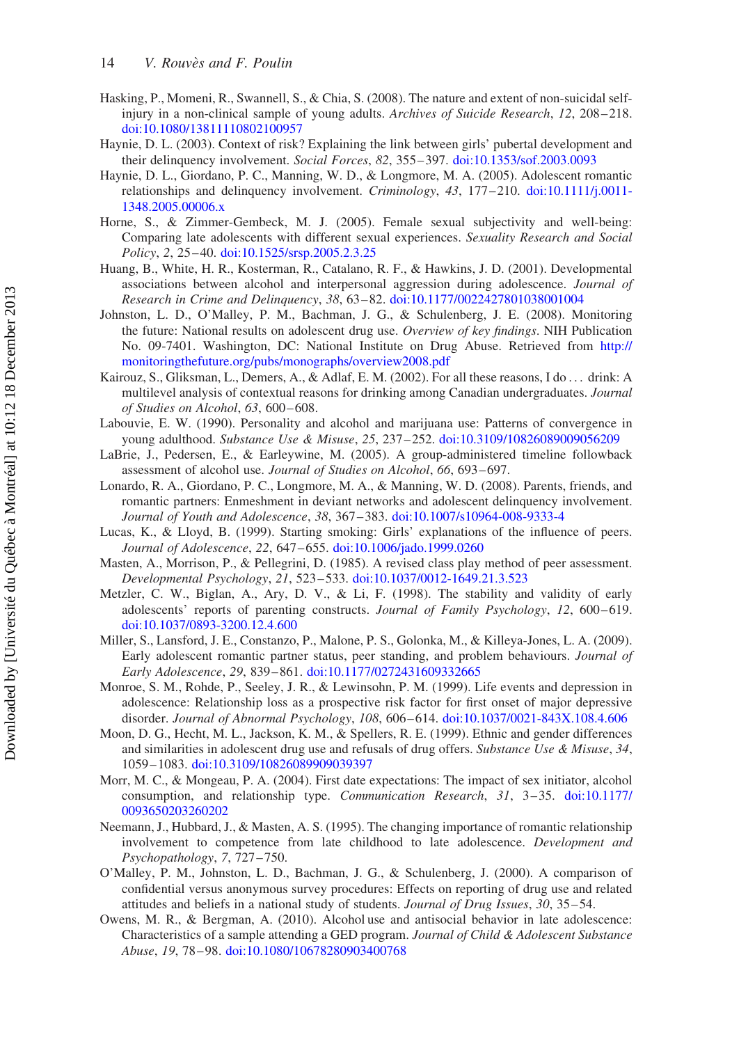Hasking, P., Momeni, R., Swannell, S., & Chia, S. (2008). The nature and extent of non-suicidal self-injury in a non-clinical sample of young adults. *Archives of Suicide Research*, *12*, 208–218. doi:10.1080/13811110802100957

Haynie, D. L. (2003). Context of risk? Explaining the link between girls' pubertal development and their delinquency involvement. *Social Forces*, *82*, 355–397. doi:10.1353/sof.2003.0093

Haynie, D. L., Giordano, P. C., Manning, W. D., & Longmore, M. A. (2005). Adolescent romantic relationships and delinquency involvement. *Criminology*, *43*, 177–210. doi:10.1111/j.0011-1348.2005.00006.x

Horne, S., & Zimmer-Gembeck, M. J. (2005). Female sexual subjectivity and well-being: Comparing late adolescents with different sexual experiences. *Sexuality Research and Social Policy*, *2*, 25–40. doi:10.1525/srsp.2005.2.3.25

Huang, B., White, H. R., Kosterman, R., Catalano, R. F., & Hawkins, J. D. (2001). Developmental associations between alcohol and interpersonal aggression during adolescence. *Journal of Research in Crime and Delinquency*, *38*, 63–82. doi:10.1177/0022427801038001004

Johnston, L. D., O'Malley, P. M., Bachman, J. G., & Schulenberg, J. E. (2008). Monitoring the future: National results on adolescent drug use. *Overview of key findings*. NIH Publication No. 09-7401. Washington, DC: National Institute on Drug Abuse. Retrieved from http://monitoringthefuture.org/pubs/monographs/overview2008.pdf

Kairouz, S., Gliksman, L., Demers, A., & Adlaf, E. M. (2002). For all these reasons, I do ... drink: A multilevel analysis of contextual reasons for drinking among Canadian undergraduates. *Journal of Studies on Alcohol*, *63*, 600–608.

Labouvie, E. W. (1990). Personality and alcohol and marijuana use: Patterns of convergence in young adulthood. *Substance Use & Misuse*, *25*, 237–252. doi:10.3109/10826089009056209

LaBrie, J., Pedersen, E., & Earleywine, M. (2005). A group-administered timeline followback assessment of alcohol use. *Journal of Studies on Alcohol*, *66*, 693–697.

Lonardo, R. A., Giordano, P. C., Longmore, M. A., & Manning, W. D. (2008). Parents, friends, and romantic partners: Enmeshment in deviant networks and adolescent delinquency involvement. *Journal of Youth and Adolescence*, *38*, 367–383. doi:10.1007/s10964-008-9333-4

Lucas, K., & Lloyd, B. (1999). Starting smoking: Girls' explanations of the influence of peers. *Journal of Adolescence*, *22*, 647–655. doi:10.1006/jado.1999.0260

Masten, A., Morrison, P., & Pellegrini, D. (1985). A revised class play method of peer assessment. *Developmental Psychology*, *21*, 523–533. doi:10.1037/0012-1649.21.3.523

Metzler, C. W., Biglan, A., Ary, D. V., & Li, F. (1998). The stability and validity of early adolescents' reports of parenting constructs. *Journal of Family Psychology*, *12*, 600–619. doi:10.1037/0893-3200.12.4.600

Miller, S., Lansford, J. E., Constanzo, P., Malone, P. S., Golonka, M., & Killeya-Jones, L. A. (2009). Early adolescent romantic partner status, peer standing, and problem behaviours. *Journal of Early Adolescence*, *29*, 839–861. doi:10.1177/0272431609332665

Monroe, S. M., Rohde, P., Seeley, J. R., & Lewinsohn, P. M. (1999). Life events and depression in adolescence: Relationship loss as a prospective risk factor for first onset of major depressive disorder. *Journal of Abnormal Psychology*, *108*, 606–614. doi:10.1037/0021-843X.108.4.606

Moon, D. G., Hecht, M. L., Jackson, K. M., & Spellers, R. E. (1999). Ethnic and gender differences and similarities in adolescent drug use and refusals of drug offers. *Substance Use & Misuse*, *34*, 1059–1083. doi:10.3109/10826089909039397

Morr, M. C., & Mongeau, P. A. (2004). First date expectations: The impact of sex initiator, alcohol consumption, and relationship type. *Communication Research*, *31*, 3–35. doi:10.1177/0093650203260202

Neemann, J., Hubbard, J., & Masten, A. S. (1995). The changing importance of romantic relationship involvement to competence from late childhood to late adolescence. *Development and Psychopathology*, *7*, 727–750.

O'Malley, P. M., Johnston, L. D., Bachman, J. G., & Schulenberg, J. (2000). A comparison of confidential versus anonymous survey procedures: Effects on reporting of drug use and related attitudes and beliefs in a national study of students. *Journal of Drug Issues*, *30*, 35–54.

Owens, M. R., & Bergman, A. (2010). Alcohol use and antisocial behavior in late adolescence: Characteristics of a sample attending a GED program. *Journal of Child & Adolescent Substance Abuse*, *19*, 78–98. doi:10.1080/10678280903400768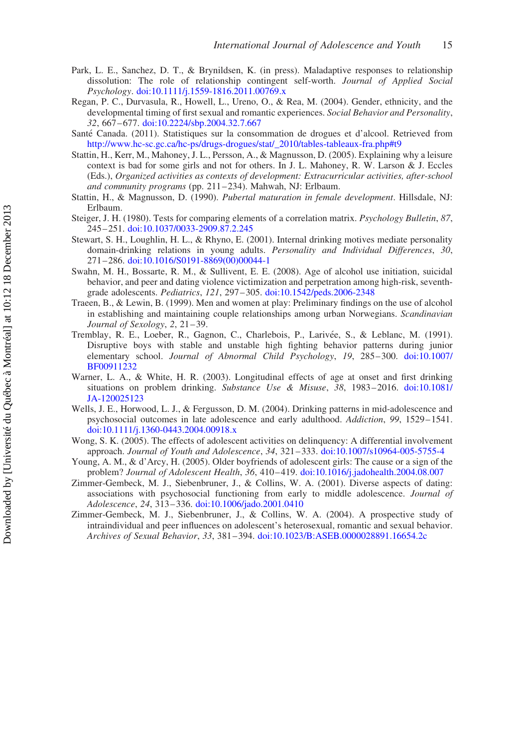Park, L. E., Sanchez, D. T., & Brynildsen, K. (in press). Maladaptive responses to relationship dissolution: The role of relationship contingent self-worth. *Journal of Applied Social Psychology*. doi:10.1111/j.1559-1816.2011.00769.x

Regan, P. C., Durvasula, R., Howell, L., Ureno, O., & Rea, M. (2004). Gender, ethnicity, and the developmental timing of first sexual and romantic experiences. *Social Behavior and Personality*, *32*, 667–677. doi:10.2224/sbp.2004.32.7.667

Santé Canada. (2011). Statistiques sur la consommation de drogues et d'alcool. Retrieved from http://www.hc-sc.gc.ca/hc-ps/drugs-drogues/stat/_2010/tables-tableaux-fra.php#t9

Stattin, H., Kerr, M., Mahoney, J. L., Persson, A., & Magnusson, D. (2005). Explaining why a leisure context is bad for some girls and not for others. In J. L. Mahoney, R. W. Larson & J. Eccles (Eds.), *Organized activities as contexts of development: Extracurricular activities, after-school and community programs* (pp. 211–234). Mahwah, NJ: Erlbaum.

Stattin, H., & Magnusson, D. (1990). *Pubertal maturation in female development*. Hillsdale, NJ: Erlbaum.

Steiger, J. H. (1980). Tests for comparing elements of a correlation matrix. *Psychology Bulletin*, *87*, 245–251. doi:10.1037/0033-2909.87.2.245

Stewart, S. H., Loughlin, H. L., & Rhyno, E. (2001). Internal drinking motives mediate personality domain-drinking relations in young adults. *Personality and Individual Differences*, *30*, 271–286. doi:10.1016/S0191-8869(00)00044-1

Swahn, M. H., Bossarte, R. M., & Sullivent, E. E. (2008). Age of alcohol use initiation, suicidal behavior, and peer and dating violence victimization and perpetration among high-risk, seventh-grade adolescents. *Pediatrics*, *121*, 297–305. doi:10.1542/peds.2006-2348

Traeen, B., & Lewin, B. (1999). Men and women at play: Preliminary findings on the use of alcohol in establishing and maintaining couple relationships among urban Norwegians. *Scandinavian Journal of Sexology*, *2*, 21–39.

Tremblay, R. E., Loeber, R., Gagnon, C., Charlebois, P., Larivée, S., & Leblanc, M. (1991). Disruptive boys with stable and unstable high fighting behavior patterns during junior elementary school. *Journal of Abnormal Child Psychology*, *19*, 285–300. doi:10.1007/BF00911232

Warner, L. A., & White, H. R. (2003). Longitudinal effects of age at onset and first drinking situations on problem drinking. *Substance Use & Misuse*, *38*, 1983–2016. doi:10.1081/JA-120025123

Wells, J. E., Horwood, L. J., & Fergusson, D. M. (2004). Drinking patterns in mid-adolescence and psychosocial outcomes in late adolescence and early adulthood. *Addiction*, *99*, 1529–1541. doi:10.1111/j.1360-0443.2004.00918.x

Wong, S. K. (2005). The effects of adolescent activities on delinquency: A differential involvement approach. *Journal of Youth and Adolescence*, *34*, 321–333. doi:10.1007/s10964-005-5755-4

Young, A. M., & d'Arcy, H. (2005). Older boyfriends of adolescent girls: The cause or a sign of the problem? *Journal of Adolescent Health*, *36*, 410–419. doi:10.1016/j.jadohealth.2004.08.007

Zimmer-Gembeck, M. J., Siebenbruner, J., & Collins, W. A. (2001). Diverse aspects of dating: associations with psychosocial functioning from early to middle adolescence. *Journal of Adolescence*, *24*, 313–336. doi:10.1006/jado.2001.0410

Zimmer-Gembeck, M. J., Siebenbruner, J., & Collins, W. A. (2004). A prospective study of intraindividual and peer influences on adolescent's heterosexual, romantic and sexual behavior. *Archives of Sexual Behavior*, *33*, 381–394. doi:10.1023/B:ASEB.0000028891.16654.2c